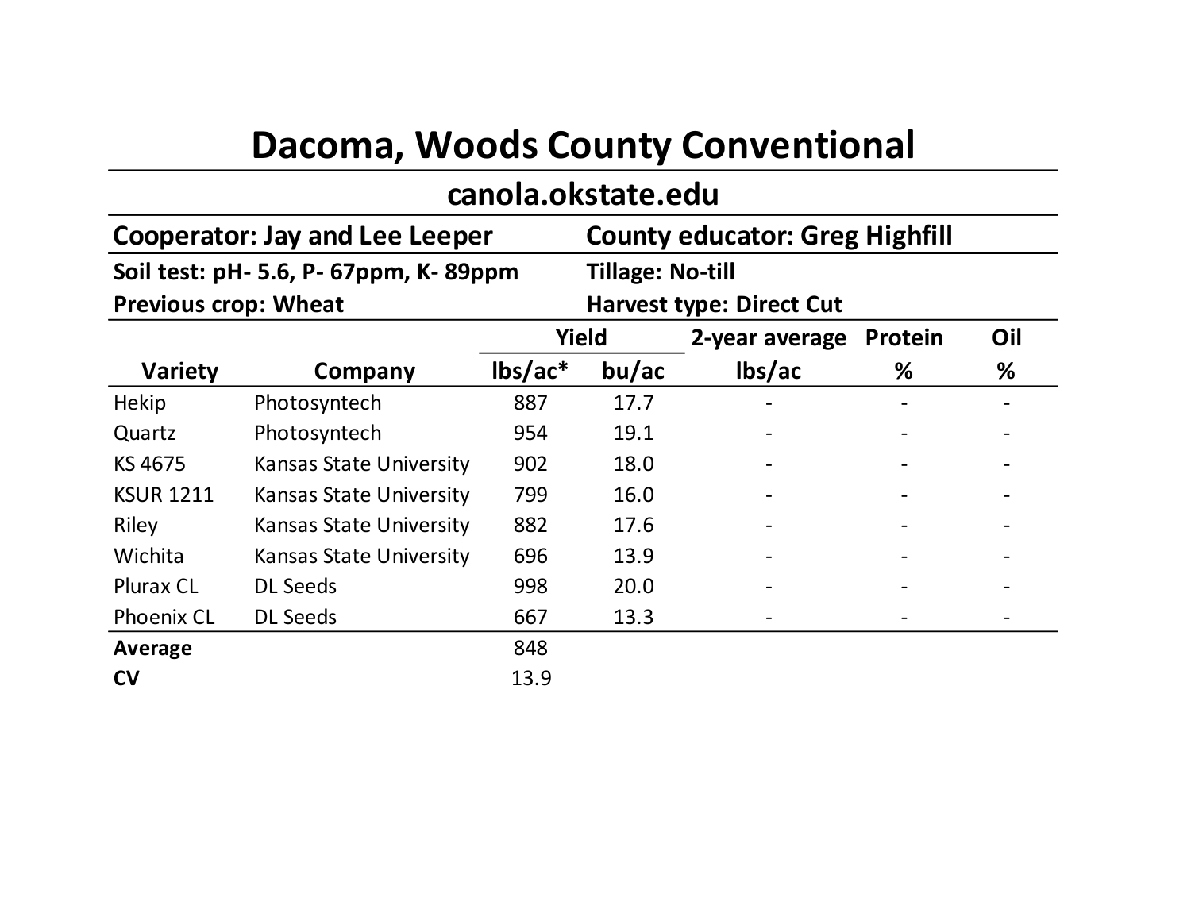# Dacoma, Woods County Conventional

## canola.okstate.edu

**Cooperator: Jay and Lee Leeper** | **County educator: Greg Highfill**

**Soil test: pH- 5.6, P- 67ppm, K- 89ppm**
**Previous crop: Wheat**

**Tillage: No-till**
**Harvest type: Direct Cut**

| Variety | Company | Yield | | 2-year average | Protein | Oil |
|---|---|---|---|---|---|---|
| | | lbs/ac* | bu/ac | lbs/ac | % | % |
| Hekip | Photosyntech | 887 | 17.7 | - | - | - |
| Quartz | Photosyntech | 954 | 19.1 | - | - | - |
| KS 4675 | Kansas State University | 902 | 18.0 | - | - | - |
| KSUR 1211 | Kansas State University | 799 | 16.0 | - | - | - |
| Riley | Kansas State University | 882 | 17.6 | - | - | - |
| Wichita | Kansas State University | 696 | 13.9 | - | - | - |
| Plurax CL | DL Seeds | 998 | 20.0 | - | - | - |
| Phoenix CL | DL Seeds | 667 | 13.3 | - | - | - |
| **Average** | | 848 | | | | |
| **CV** | | 13.9 | | | | |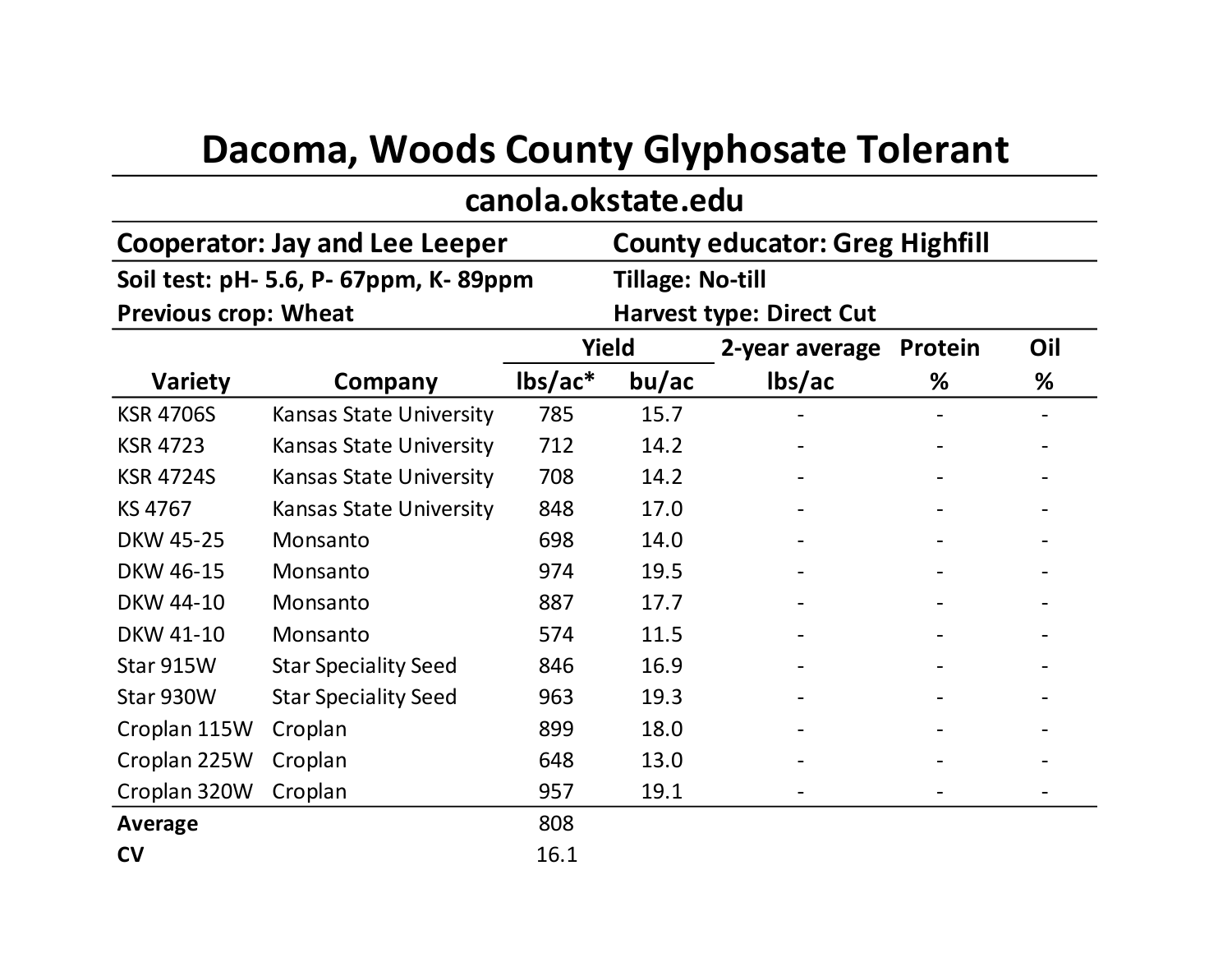# Dacoma, Woods County Glyphosate Tolerant

## canola.okstate.edu

**Cooperator: Jay and Lee Leeper** | **County educator: Greg Highfill**

**Soil test: pH- 5.6, P- 67ppm, K- 89ppm**
**Tillage: No-till**
**Previous crop: Wheat**
**Harvest type: Direct Cut**

| | | Yield | | 2-year average | Protein | Oil |
|---|---|---|---|---|---|---|
| Variety | Company | lbs/ac* | bu/ac | lbs/ac | % | % |
| KSR 4706S | Kansas State University | 785 | 15.7 | - | - | - |
| KSR 4723 | Kansas State University | 712 | 14.2 | - | - | - |
| KSR 4724S | Kansas State University | 708 | 14.2 | - | - | - |
| KS 4767 | Kansas State University | 848 | 17.0 | - | - | - |
| DKW 45-25 | Monsanto | 698 | 14.0 | - | - | - |
| DKW 46-15 | Monsanto | 974 | 19.5 | - | - | - |
| DKW 44-10 | Monsanto | 887 | 17.7 | - | - | - |
| DKW 41-10 | Monsanto | 574 | 11.5 | - | - | - |
| Star 915W | Star Speciality Seed | 846 | 16.9 | - | - | - |
| Star 930W | Star Speciality Seed | 963 | 19.3 | - | - | - |
| Croplan 115W | Croplan | 899 | 18.0 | - | - | - |
| Croplan 225W | Croplan | 648 | 13.0 | - | - | - |
| Croplan 320W | Croplan | 957 | 19.1 | - | - | - |
| **Average** | | 808 | | | | |
| **CV** | | 16.1 | | | | |